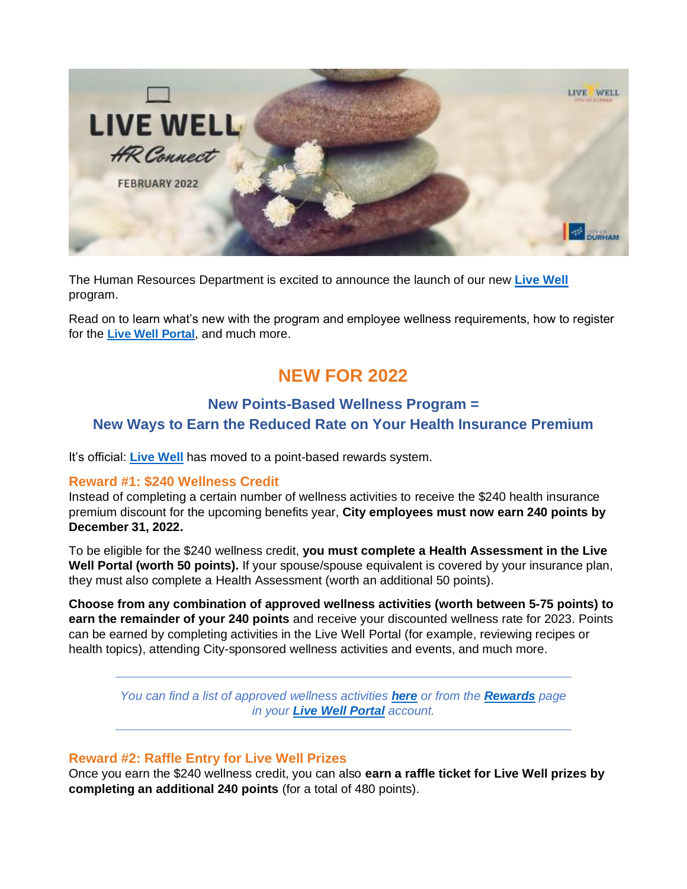LIVE WELL

*HR Connect*

FEBRUARY 2022

The Human Resources Department is excited to announce the launch of our new **Live Well** program.

Read on to learn what's new with the program and employee wellness requirements, how to register for the **Live Well Portal**, and much more.

## NEW FOR 2022

### New Points-Based Wellness Program = New Ways to Earn the Reduced Rate on Your Health Insurance Premium

It's official: **Live Well** has moved to a point-based rewards system.

#### Reward #1: $240 Wellness Credit

Instead of completing a certain number of wellness activities to receive the $240 health insurance premium discount for the upcoming benefits year, **City employees must now earn 240 points by December 31, 2022.**

To be eligible for the $240 wellness credit, **you must complete a Health Assessment in the Live Well Portal (worth 50 points).** If your spouse/spouse equivalent is covered by your insurance plan, they must also complete a Health Assessment (worth an additional 50 points).

**Choose from any combination of approved wellness activities (worth between 5-75 points) to earn the remainder of your 240 points** and receive your discounted wellness rate for 2023. Points can be earned by completing activities in the Live Well Portal (for example, reviewing recipes or health topics), attending City-sponsored wellness activities and events, and much more.

---

*You can find a list of approved wellness activities **here** or from the **Rewards** page in your **Live Well Portal** account.*

---

#### Reward #2: Raffle Entry for Live Well Prizes

Once you earn the $240 wellness credit, you can also **earn a raffle ticket for Live Well prizes by completing an additional 240 points** (for a total of 480 points).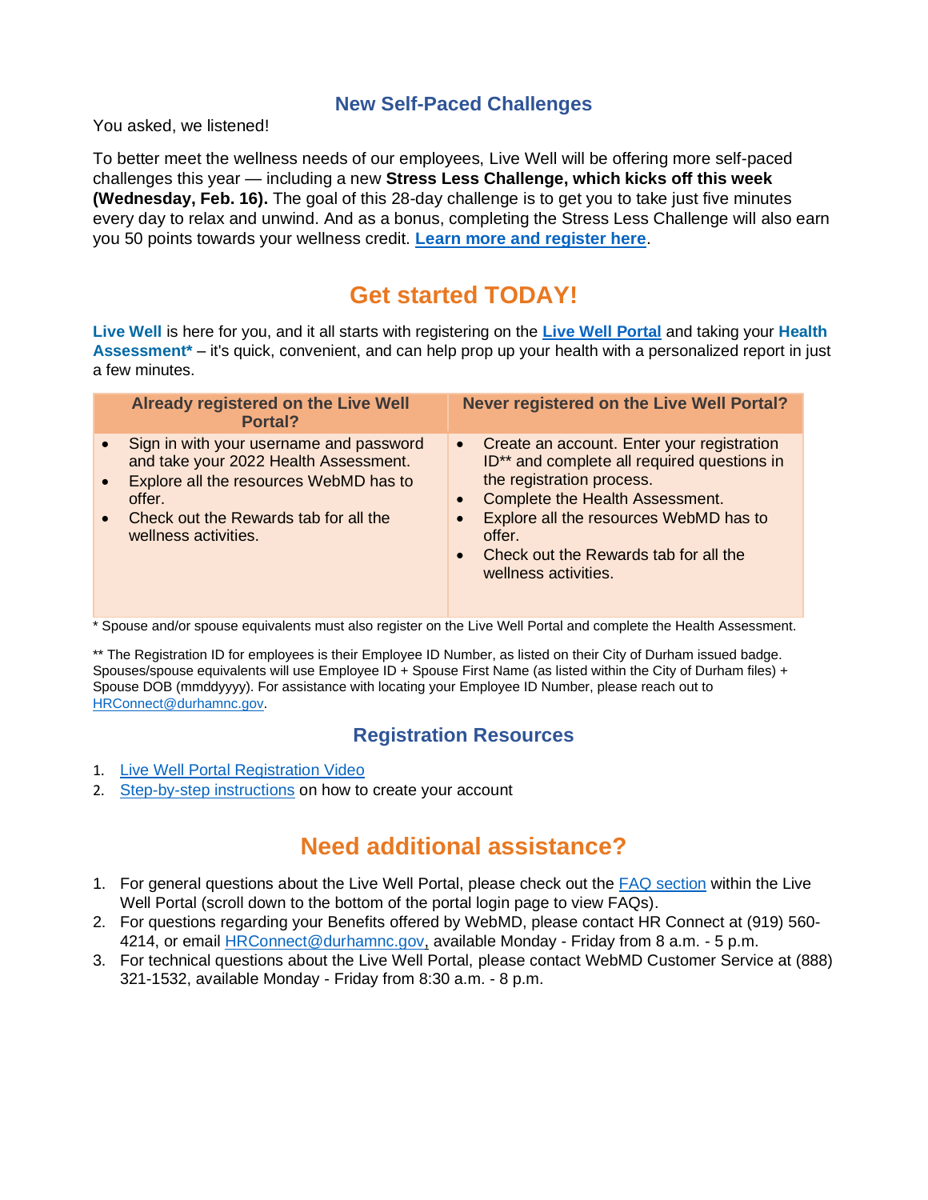## New Self-Paced Challenges

You asked, we listened!

To better meet the wellness needs of our employees, Live Well will be offering more self-paced challenges this year — including a new **Stress Less Challenge, which kicks off this week (Wednesday, Feb. 16).** The goal of this 28-day challenge is to get you to take just five minutes every day to relax and unwind. And as a bonus, completing the Stress Less Challenge will also earn you 50 points towards your wellness credit. **[Learn more and register here]**.

# Get started TODAY!

**Live Well** is here for you, and it all starts with registering on the **Live Well Portal** and taking your **Health Assessment*** – it's quick, convenient, and can help prop up your health with a personalized report in just a few minutes.

| Already registered on the Live Well Portal? | Never registered on the Live Well Portal? |
|---|---|
| • Sign in with your username and password and take your 2022 Health Assessment.<br>• Explore all the resources WebMD has to offer.<br>• Check out the Rewards tab for all the wellness activities. | • Create an account. Enter your registration ID** and complete all required questions in the registration process.<br>• Complete the Health Assessment.<br>• Explore all the resources WebMD has to offer.<br>• Check out the Rewards tab for all the wellness activities. |

* Spouse and/or spouse equivalents must also register on the Live Well Portal and complete the Health Assessment.

** The Registration ID for employees is their Employee ID Number, as listed on their City of Durham issued badge. Spouses/spouse equivalents will use Employee ID + Spouse First Name (as listed within the City of Durham files) + Spouse DOB (mmddyyyy). For assistance with locating your Employee ID Number, please reach out to HRConnect@durhamnc.gov.

## Registration Resources

1. Live Well Portal Registration Video
2. Step-by-step instructions on how to create your account

# Need additional assistance?

1. For general questions about the Live Well Portal, please check out the FAQ section within the Live Well Portal (scroll down to the bottom of the portal login page to view FAQs).
2. For questions regarding your Benefits offered by WebMD, please contact HR Connect at (919) 560-4214, or email HRConnect@durhamnc.gov, available Monday - Friday from 8 a.m. - 5 p.m.
3. For technical questions about the Live Well Portal, please contact WebMD Customer Service at (888) 321-1532, available Monday - Friday from 8:30 a.m. - 8 p.m.